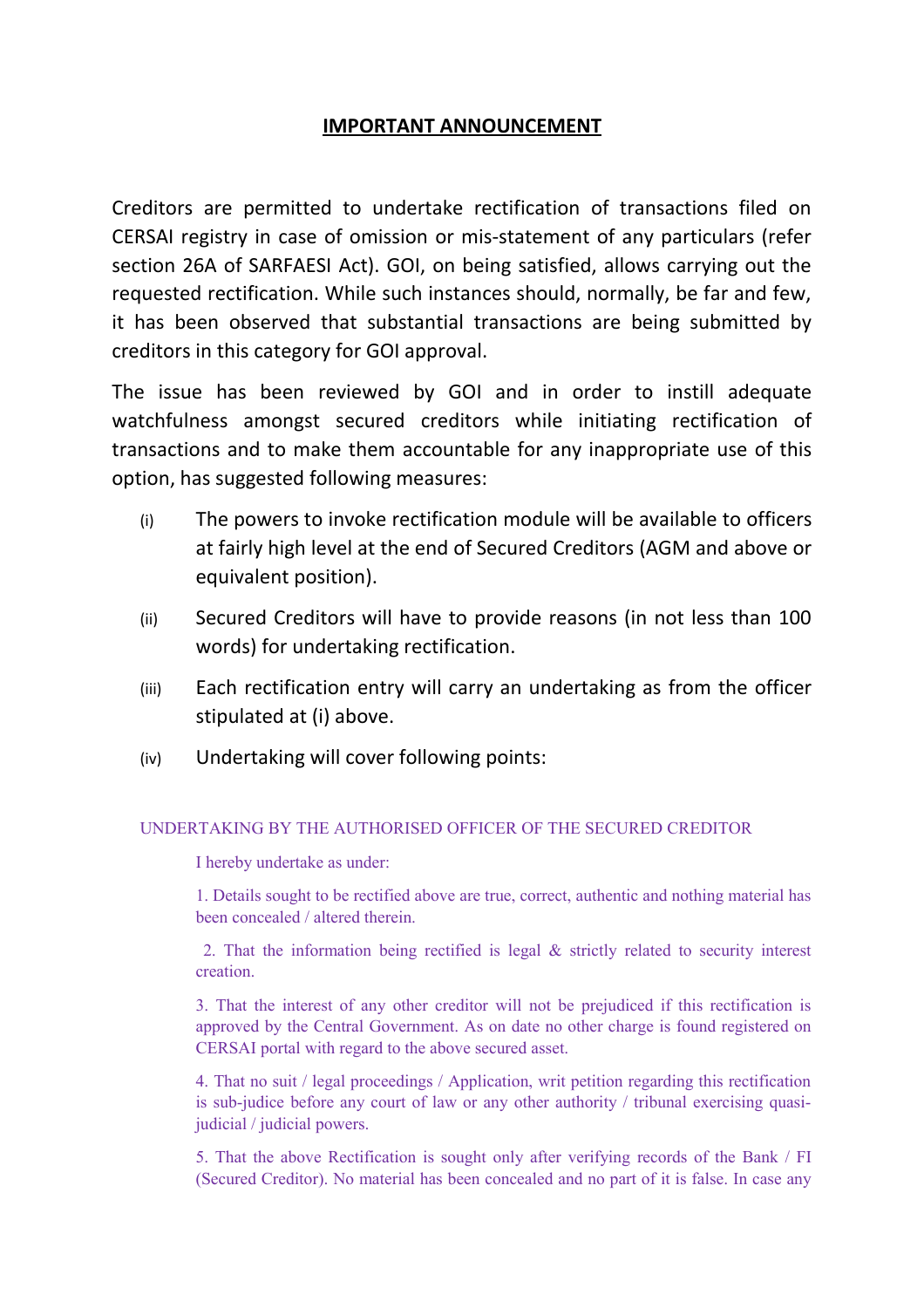# IMPORTANT ANNOUNCEMENT

Creditors are permitted to undertake rectification of transactions filed on CERSAI registry in case of omission or mis-statement of any particulars (refer section 26A of SARFAESI Act). GOI, on being satisfied, allows carrying out the requested rectification. While such instances should, normally, be far and few, it has been observed that substantial transactions are being submitted by creditors in this category for GOI approval.

The issue has been reviewed by GOI and in order to instill adequate watchfulness amongst secured creditors while initiating rectification of transactions and to make them accountable for any inappropriate use of this option, has suggested following measures:

(i) The powers to invoke rectification module will be available to officers at fairly high level at the end of Secured Creditors (AGM and above or equivalent position).

(ii) Secured Creditors will have to provide reasons (in not less than 100 words) for undertaking rectification.

(iii) Each rectification entry will carry an undertaking as from the officer stipulated at (i) above.

(iv) Undertaking will cover following points:

UNDERTAKING BY THE AUTHORISED OFFICER OF THE SECURED CREDITOR

I hereby undertake as under:

1. Details sought to be rectified above are true, correct, authentic and nothing material has been concealed / altered therein.

2. That the information being rectified is legal & strictly related to security interest creation.

3. That the interest of any other creditor will not be prejudiced if this rectification is approved by the Central Government. As on date no other charge is found registered on CERSAI portal with regard to the above secured asset.

4. That no suit / legal proceedings / Application, writ petition regarding this rectification is sub-judice before any court of law or any other authority / tribunal exercising quasi-judicial / judicial powers.

5. That the above Rectification is sought only after verifying records of the Bank / FI (Secured Creditor). No material has been concealed and no part of it is false. In case any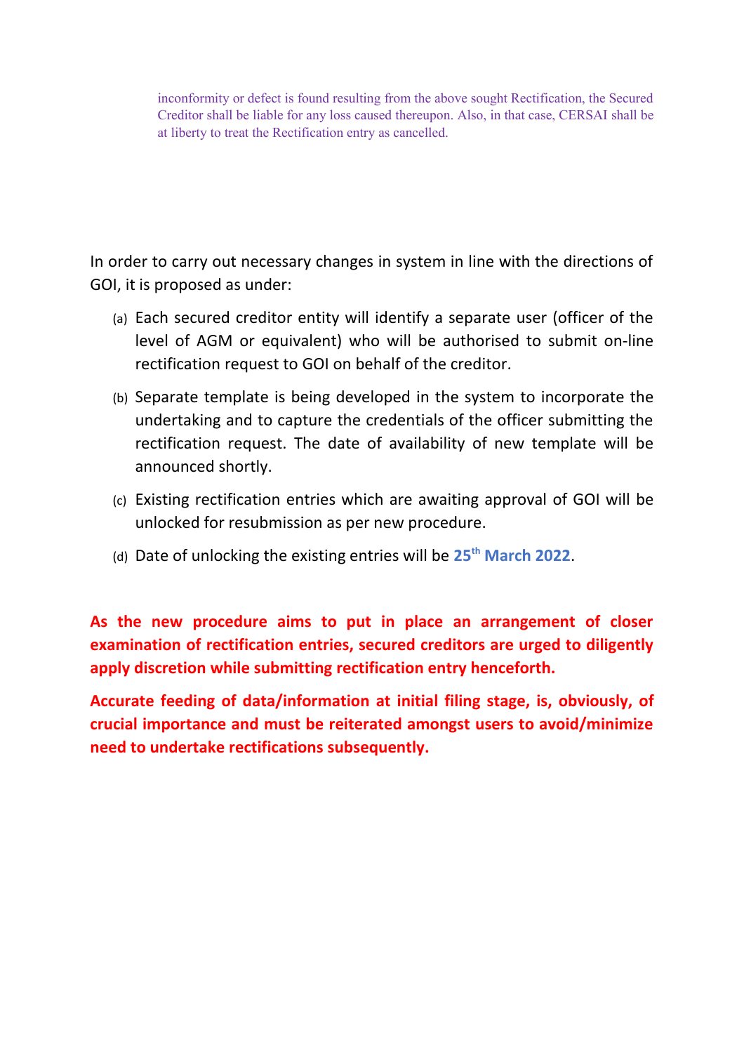inconformity or defect is found resulting from the above sought Rectification, the Secured Creditor shall be liable for any loss caused thereupon. Also, in that case, CERSAI shall be at liberty to treat the Rectification entry as cancelled.

In order to carry out necessary changes in system in line with the directions of GOI, it is proposed as under:

(a) Each secured creditor entity will identify a separate user (officer of the level of AGM or equivalent) who will be authorised to submit on-line rectification request to GOI on behalf of the creditor.

(b) Separate template is being developed in the system to incorporate the undertaking and to capture the credentials of the officer submitting the rectification request. The date of availability of new template will be announced shortly.

(c) Existing rectification entries which are awaiting approval of GOI will be unlocked for resubmission as per new procedure.

(d) Date of unlocking the existing entries will be **25th March 2022**.

**As the new procedure aims to put in place an arrangement of closer examination of rectification entries, secured creditors are urged to diligently apply discretion while submitting rectification entry henceforth.**

**Accurate feeding of data/information at initial filing stage, is, obviously, of crucial importance and must be reiterated amongst users to avoid/minimize need to undertake rectifications subsequently.**